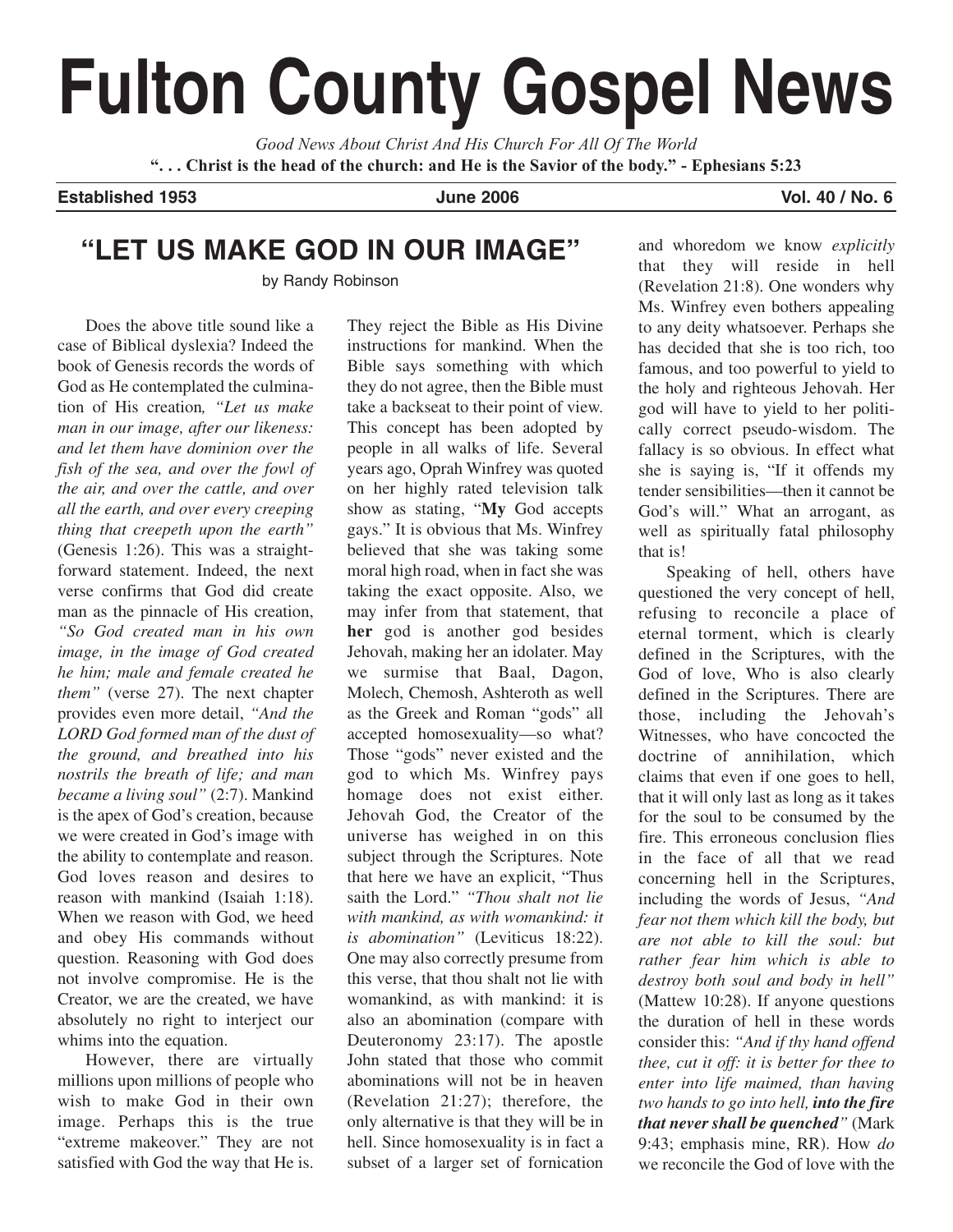# Fulton County Gospel News

*Good News About Christ And His Church For All Of The World*

**". . . Christ is the head of the church: and He is the Savior of the body." - Ephesians 5:23**

**Established 1953** **June 2006** **Vol. 40 / No. 6**

## "LET US MAKE GOD IN OUR IMAGE"

by Randy Robinson

Does the above title sound like a case of Biblical dyslexia? Indeed the book of Genesis records the words of God as He contemplated the culmination of His creation, *"Let us make man in our image, after our likeness: and let them have dominion over the fish of the sea, and over the fowl of the air, and over the cattle, and over all the earth, and over every creeping thing that creepeth upon the earth"* (Genesis 1:26). This was a straightforward statement. Indeed, the next verse confirms that God did create man as the pinnacle of His creation, *"So God created man in his own image, in the image of God created he him; male and female created he them"* (verse 27). The next chapter provides even more detail, *"And the LORD God formed man of the dust of the ground, and breathed into his nostrils the breath of life; and man became a living soul"* (2:7). Mankind is the apex of God's creation, because we were created in God's image with the ability to contemplate and reason. God loves reason and desires to reason with mankind (Isaiah 1:18). When we reason with God, we heed and obey His commands without question. Reasoning with God does not involve compromise. He is the Creator, we are the created, we have absolutely no right to interject our whims into the equation.

However, there are virtually millions upon millions of people who wish to make God in their own image. Perhaps this is the true "extreme makeover." They are not satisfied with God the way that He is. They reject the Bible as His Divine instructions for mankind. When the Bible says something with which they do not agree, then the Bible must take a backseat to their point of view. This concept has been adopted by people in all walks of life. Several years ago, Oprah Winfrey was quoted on her highly rated television talk show as stating, "**My** God accepts gays." It is obvious that Ms. Winfrey believed that she was taking some moral high road, when in fact she was taking the exact opposite. Also, we may infer from that statement, that **her** god is another god besides Jehovah, making her an idolater. May we surmise that Baal, Dagon, Molech, Chemosh, Ashteroth as well as the Greek and Roman "gods" all accepted homosexuality—so what? Those "gods" never existed and the god to which Ms. Winfrey pays homage does not exist either. Jehovah God, the Creator of the universe has weighed in on this subject through the Scriptures. Note that here we have an explicit, "Thus saith the Lord." *"Thou shalt not lie with mankind, as with womankind: it is abomination"* (Leviticus 18:22). One may also correctly presume from this verse, that thou shalt not lie with womankind, as with mankind: it is also an abomination (compare with Deuteronomy 23:17). The apostle John stated that those who commit abominations will not be in heaven (Revelation 21:27); therefore, the only alternative is that they will be in hell. Since homosexuality is in fact a subset of a larger set of fornication and whoredom we know *explicitly* that they will reside in hell (Revelation 21:8). One wonders why Ms. Winfrey even bothers appealing to any deity whatsoever. Perhaps she has decided that she is too rich, too famous, and too powerful to yield to the holy and righteous Jehovah. Her god will have to yield to her politically correct pseudo-wisdom. The fallacy is so obvious. In effect what she is saying is, "If it offends my tender sensibilities—then it cannot be God's will." What an arrogant, as well as spiritually fatal philosophy that is!

Speaking of hell, others have questioned the very concept of hell, refusing to reconcile a place of eternal torment, which is clearly defined in the Scriptures, with the God of love, Who is also clearly defined in the Scriptures. There are those, including the Jehovah's Witnesses, who have concocted the doctrine of annihilation, which claims that even if one goes to hell, that it will only last as long as it takes for the soul to be consumed by the fire. This erroneous conclusion flies in the face of all that we read concerning hell in the Scriptures, including the words of Jesus, *"And fear not them which kill the body, but are not able to kill the soul: but rather fear him which is able to destroy both soul and body in hell"* (Mattew 10:28). If anyone questions the duration of hell in these words consider this: *"And if thy hand offend thee, cut it off: it is better for thee to enter into life maimed, than having two hands to go into hell,* ***into the fire that never shall be quenched****"* (Mark 9:43; emphasis mine, RR). How *do* we reconcile the God of love with the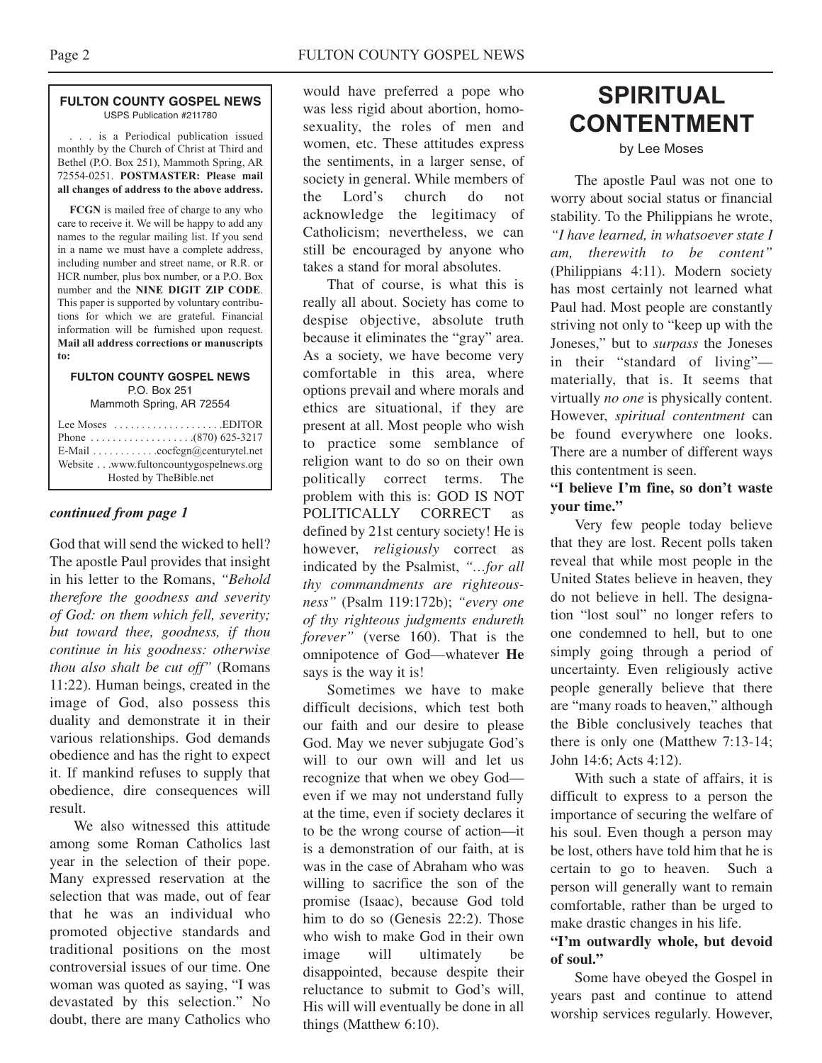**FULTON COUNTY GOSPEL NEWS**
USPS Publication #211780

. . . is a Periodical publication issued monthly by the Church of Christ at Third and Bethel (P.O. Box 251), Mammoth Spring, AR 72554-0251. **POSTMASTER: Please mail all changes of address to the above address.**

**FCGN** is mailed free of charge to any who care to receive it. We will be happy to add any names to the regular mailing list. If you send in a name we must have a complete address, including number and street name, or R.R. or HCR number, plus box number, or a P.O. Box number and the **NINE DIGIT ZIP CODE**. This paper is supported by voluntary contributions for which we are grateful. Financial information will be furnished upon request. **Mail all address corrections or manuscripts to:**

**FULTON COUNTY GOSPEL NEWS**
P.O. Box 251
Mammoth Spring, AR 72554

Lee Moses . . . . . . . . . . . . . . . . . . . .EDITOR
Phone . . . . . . . . . . . . . . . . . .(870) 625-3217
E-Mail . . . . . . . . . . . .cocfcgn@centurytel.net
Website . . .www.fultoncountygospelnews.org
Hosted by TheBible.net

***continued from page 1***

God that will send the wicked to hell? The apostle Paul provides that insight in his letter to the Romans, *"Behold therefore the goodness and severity of God: on them which fell, severity; but toward thee, goodness, if thou continue in his goodness: otherwise thou also shalt be cut off"* (Romans 11:22). Human beings, created in the image of God, also possess this duality and demonstrate it in their various relationships. God demands obedience and has the right to expect it. If mankind refuses to supply that obedience, dire consequences will result.

We also witnessed this attitude among some Roman Catholics last year in the selection of their pope. Many expressed reservation at the selection that was made, out of fear that he was an individual who promoted objective standards and traditional positions on the most controversial issues of our time. One woman was quoted as saying, "I was devastated by this selection." No doubt, there are many Catholics who would have preferred a pope who was less rigid about abortion, homosexuality, the roles of men and women, etc. These attitudes express the sentiments, in a larger sense, of society in general. While members of the Lord's church do not acknowledge the legitimacy of Catholicism; nevertheless, we can still be encouraged by anyone who takes a stand for moral absolutes.

That of course, is what this is really all about. Society has come to despise objective, absolute truth because it eliminates the "gray" area. As a society, we have become very comfortable in this area, where options prevail and where morals and ethics are situational, if they are present at all. Most people who wish to practice some semblance of religion want to do so on their own politically correct terms. The problem with this is: GOD IS NOT POLITICALLY CORRECT as defined by 21st century society! He is however, *religiously* correct as indicated by the Psalmist, *"…for all thy commandments are righteousness"* (Psalm 119:172b); *"every one of thy righteous judgments endureth forever"* (verse 160). That is the omnipotence of God—whatever **He** says is the way it is!

Sometimes we have to make difficult decisions, which test both our faith and our desire to please God. May we never subjugate God's will to our own will and let us recognize that when we obey God—even if we may not understand fully at the time, even if society declares it to be the wrong course of action—it is a demonstration of our faith, at is was in the case of Abraham who was willing to sacrifice the son of the promise (Isaac), because God told him to do so (Genesis 22:2). Those who wish to make God in their own image will ultimately be disappointed, because despite their reluctance to submit to God's will, His will will eventually be done in all things (Matthew 6:10).

# SPIRITUAL CONTENTMENT

by Lee Moses

The apostle Paul was not one to worry about social status or financial stability. To the Philippians he wrote, *"I have learned, in whatsoever state I am, therewith to be content"* (Philippians 4:11). Modern society has most certainly not learned what Paul had. Most people are constantly striving not only to "keep up with the Joneses," but to *surpass* the Joneses in their "standard of living"—materially, that is. It seems that virtually *no one* is physically content. However, *spiritual contentment* can be found everywhere one looks. There are a number of different ways this contentment is seen.

**"I believe I'm fine, so don't waste your time."**

Very few people today believe that they are lost. Recent polls taken reveal that while most people in the United States believe in heaven, they do not believe in hell. The designation "lost soul" no longer refers to one condemned to hell, but to one simply going through a period of uncertainty. Even religiously active people generally believe that there are "many roads to heaven," although the Bible conclusively teaches that there is only one (Matthew 7:13-14; John 14:6; Acts 4:12).

With such a state of affairs, it is difficult to express to a person the importance of securing the welfare of his soul. Even though a person may be lost, others have told him that he is certain to go to heaven. Such a person will generally want to remain comfortable, rather than be urged to make drastic changes in his life.

**"I'm outwardly whole, but devoid of soul."**

Some have obeyed the Gospel in years past and continue to attend worship services regularly. However,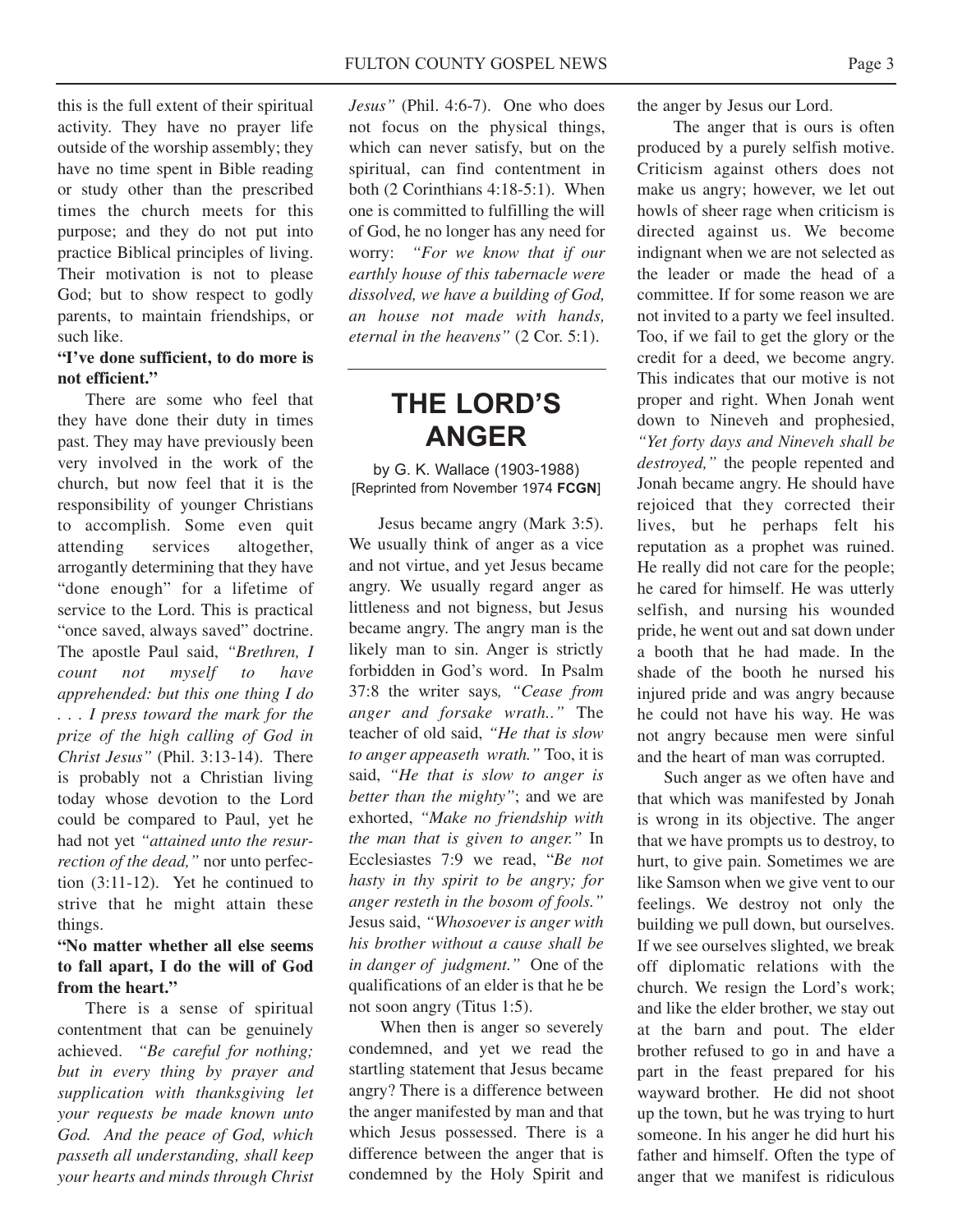this is the full extent of their spiritual activity. They have no prayer life outside of the worship assembly; they have no time spent in Bible reading or study other than the prescribed times the church meets for this purpose; and they do not put into practice Biblical principles of living. Their motivation is not to please God; but to show respect to godly parents, to maintain friendships, or such like.

**"I've done sufficient, to do more is not efficient."**

There are some who feel that they have done their duty in times past. They may have previously been very involved in the work of the church, but now feel that it is the responsibility of younger Christians to accomplish. Some even quit attending services altogether, arrogantly determining that they have "done enough" for a lifetime of service to the Lord. This is practical "once saved, always saved" doctrine. The apostle Paul said, *"Brethren, I count not myself to have apprehended: but this one thing I do . . . I press toward the mark for the prize of the high calling of God in Christ Jesus"* (Phil. 3:13-14). There is probably not a Christian living today whose devotion to the Lord could be compared to Paul, yet he had not yet *"attained unto the resurrection of the dead,"* nor unto perfection (3:11-12). Yet he continued to strive that he might attain these things.

**"No matter whether all else seems to fall apart, I do the will of God from the heart."**

There is a sense of spiritual contentment that can be genuinely achieved. *"Be careful for nothing; but in every thing by prayer and supplication with thanksgiving let your requests be made known unto God. And the peace of God, which passeth all understanding, shall keep your hearts and minds through Christ Jesus"* (Phil. 4:6-7). One who does not focus on the physical things, which can never satisfy, but on the spiritual, can find contentment in both (2 Corinthians 4:18-5:1). When one is committed to fulfilling the will of God, he no longer has any need for worry: *"For we know that if our earthly house of this tabernacle were dissolved, we have a building of God, an house not made with hands, eternal in the heavens"* (2 Cor. 5:1).

---

# THE LORD'S ANGER

by G. K. Wallace (1903-1988)
[Reprinted from November 1974 **FCGN**]

Jesus became angry (Mark 3:5). We usually think of anger as a vice and not virtue, and yet Jesus became angry. We usually regard anger as littleness and not bigness, but Jesus became angry. The angry man is the likely man to sin. Anger is strictly forbidden in God's word. In Psalm 37:8 the writer says*, "Cease from anger and forsake wrath.."* The teacher of old said, *"He that is slow to anger appeaseth wrath."* Too, it is said, *"He that is slow to anger is better than the mighty"*; and we are exhorted, *"Make no friendship with the man that is given to anger."* In Ecclesiastes 7:9 we read, "*Be not hasty in thy spirit to be angry; for anger resteth in the bosom of fools."* Jesus said, *"Whosoever is anger with his brother without a cause shall be in danger of judgment."* One of the qualifications of an elder is that he be not soon angry (Titus 1:5).

When then is anger so severely condemned, and yet we read the startling statement that Jesus became angry? There is a difference between the anger manifested by man and that which Jesus possessed. There is a difference between the anger that is condemned by the Holy Spirit and the anger by Jesus our Lord.

The anger that is ours is often produced by a purely selfish motive. Criticism against others does not make us angry; however, we let out howls of sheer rage when criticism is directed against us. We become indignant when we are not selected as the leader or made the head of a committee. If for some reason we are not invited to a party we feel insulted. Too, if we fail to get the glory or the credit for a deed, we become angry. This indicates that our motive is not proper and right. When Jonah went down to Nineveh and prophesied, *"Yet forty days and Nineveh shall be destroyed,"* the people repented and Jonah became angry. He should have rejoiced that they corrected their lives, but he perhaps felt his reputation as a prophet was ruined. He really did not care for the people; he cared for himself. He was utterly selfish, and nursing his wounded pride, he went out and sat down under a booth that he had made. In the shade of the booth he nursed his injured pride and was angry because he could not have his way. He was not angry because men were sinful and the heart of man was corrupted.

Such anger as we often have and that which was manifested by Jonah is wrong in its objective. The anger that we have prompts us to destroy, to hurt, to give pain. Sometimes we are like Samson when we give vent to our feelings. We destroy not only the building we pull down, but ourselves. If we see ourselves slighted, we break off diplomatic relations with the church. We resign the Lord's work; and like the elder brother, we stay out at the barn and pout. The elder brother refused to go in and have a part in the feast prepared for his wayward brother. He did not shoot up the town, but he was trying to hurt someone. In his anger he did hurt his father and himself. Often the type of anger that we manifest is ridiculous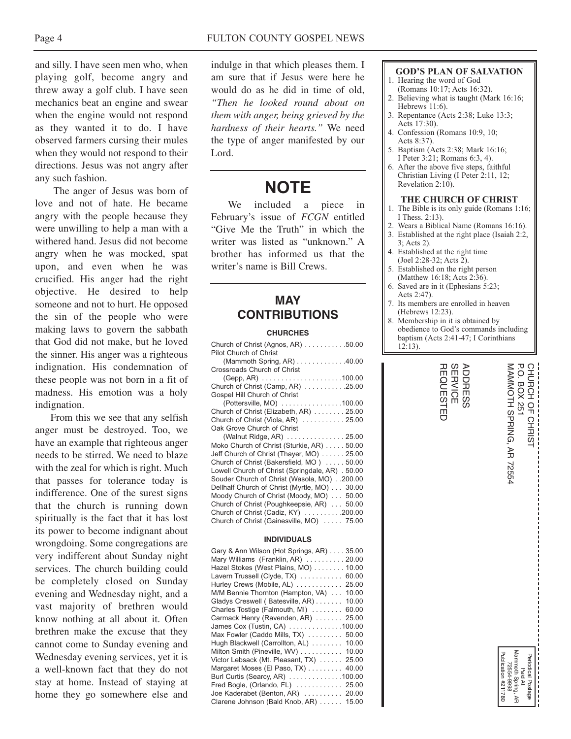and silly. I have seen men who, when playing golf, become angry and threw away a golf club. I have seen mechanics beat an engine and swear when the engine would not respond as they wanted it to do. I have observed farmers cursing their mules when they would not respond to their directions. Jesus was not angry after any such fashion.

The anger of Jesus was born of love and not of hate. He became angry with the people because they were unwilling to help a man with a withered hand. Jesus did not become angry when he was mocked, spat upon, and even when he was crucified. His anger had the right objective. He desired to help someone and not to hurt. He opposed the sin of the people who were making laws to govern the sabbath that God did not make, but he loved the sinner. His anger was a righteous indignation. His condemnation of these people was not born in a fit of madness. His emotion was a holy indignation.

From this we see that any selfish anger must be destroyed. Too, we have an example that righteous anger needs to be stirred. We need to blaze with the zeal for which is right. Much that passes for tolerance today is indifference. One of the surest signs that the church is running down spiritually is the fact that it has lost its power to become indignant about wrongdoing. Some congregations are very indifferent about Sunday night services. The church building could be completely closed on Sunday evening and Wednesday night, and a vast majority of brethren would know nothing at all about it. Often brethren make the excuse that they cannot come to Sunday evening and Wednesday evening services, yet it is a well-known fact that they do not stay at home. Instead of staying at home they go somewhere else and indulge in that which pleases them. I am sure that if Jesus were here he would do as he did in time of old, *"Then he looked round about on them with anger, being grieved by the hardness of their hearts."* We need the type of anger manifested by our Lord.

## NOTE

We included a piece in February's issue of *FCGN* entitled "Give Me the Truth" in which the writer was listed as "unknown." A brother has informed us that the writer's name is Bill Crews.

## MAY CONTRIBUTIONS

### CHURCHES

Church of Christ (Agnos, AR) . . . . . . . . . . .50.00
Pilot Church of Christ (Mammoth Spring, AR) . . . . . . . . . . . .40.00
Crossroads Church of Christ (Gepp, AR) . . . . . . . . . . . . . . . . . . . .100.00
Church of Christ (Camp, AR) . . . . . . . . . . .25.00
Gospel Hill Church of Christ (Pottersville, MO) . . . . . . . . . . . . . . .100.00
Church of Christ (Elizabeth, AR) . . . . . . . . 25.00
Church of Christ (Viola, AR) . . . . . . . . . . . 25.00
Oak Grove Church of Christ (Walnut Ridge, AR) . . . . . . . . . . . . . . . 25.00
Moko Church of Christ (Sturkie, AR) . . . . . 50.00
Jeff Church of Christ (Thayer, MO) . . . . . . 25.00
Church of Christ (Bakersfield, MO ) . . . . . 50.00
Lowell Church of Christ (Springdale, AR) . 50.00
Souder Church of Christ (Wasola, MO) . .200.00
Dellhalf Church of Christ (Myrtle, MO) . . . 30.00
Moody Church of Christ (Moody, MO) . . . 50.00
Church of Christ (Poughkeepsie, AR) . . . 50.00
Church of Christ (Cadiz, KY) . . . . . . . . . .200.00
Church of Christ (Gainesville, MO) . . . . . 75.00

### INDIVIDUALS

Gary & Ann Wilson (Hot Springs, AR) . . . . 35.00
Mary Williams (Franklin, AR) . . . . . . . . . . 20.00
Hazel Stokes (West Plains, MO) . . . . . . . . 10.00
Lavern Trussell (Clyde, TX) . . . . . . . . . . . 60.00
Hurley Crews (Mobile, AL) . . . . . . . . . . . . 25.00
M/M Bennie Thornton (Hampton, VA) . . . 10.00
Gladys Creswell ( Batesville, AR) . . . . . . . 10.00
Charles Tostige (Falmouth, MI) . . . . . . . . 60.00
Carmack Henry (Ravenden, AR) . . . . . . . 25.00
James Cox (Tustin, CA) . . . . . . . . . . . . . .100.00
Max Fowler (Caddo Mills, TX) . . . . . . . . . 50.00
Hugh Blackwell (Carrollton, AL) . . . . . . . . 10.00
Milton Smith (Pineville, WV) . . . . . . . . . . . 10.00
Victor Lebsack (Mt. Pleasant, TX) . . . . . . 25.00
Margaret Moses (El Paso, TX) . . . . . . . . . 40.00
Burl Curtis (Searcy, AR) . . . . . . . . . . . . . .100.00
Fred Bogle, (Orlando, FL) . . . . . . . . . . . . 25.00
Joe Kaderabet (Benton, AR) . . . . . . . . . . 20.00
Clarene Johnson (Bald Knob, AR) . . . . . . 15.00

### GOD'S PLAN OF SALVATION

1. Hearing the word of God (Romans 10:17; Acts 16:32).
2. Believing what is taught (Mark 16:16; Hebrews 11:6).
3. Repentance (Acts 2:38; Luke 13:3; Acts 17:30).
4. Confession (Romans 10:9, 10; Acts 8:37).
5. Baptism (Acts 2:38; Mark 16:16; I Peter 3:21; Romans 6:3, 4).
6. After the above five steps, faithful Christian Living (I Peter 2:11, 12; Revelation 2:10).

### THE CHURCH OF CHRIST

1. The Bible is its only guide (Romans 1:16; I Thess. 2:13).
2. Wears a Biblical Name (Romans 16:16).
3. Established at the right place (Isaiah 2:2, 3; Acts 2).
4. Established at the right time (Joel 2:28-32; Acts 2).
5. Established on the right person (Matthew 16:18; Acts 2:36).
6. Saved are in it (Ephesians 5:23; Acts 2:47).
7. Its members are enrolled in heaven (Hebrews 12:23).
8. Membership in it is obtained by obedience to God's commands including baptism (Acts 2:41-47; I Corinthians 12:13).

CHURCH OF CHRIST
P.O. BOX 251
MAMMOTH SPRING, AR 72554

ADDRESS SERVICE REQUESTED

Periodical Postage Paid At Mammoth Spring, AR 72554-9998 Publication #211780